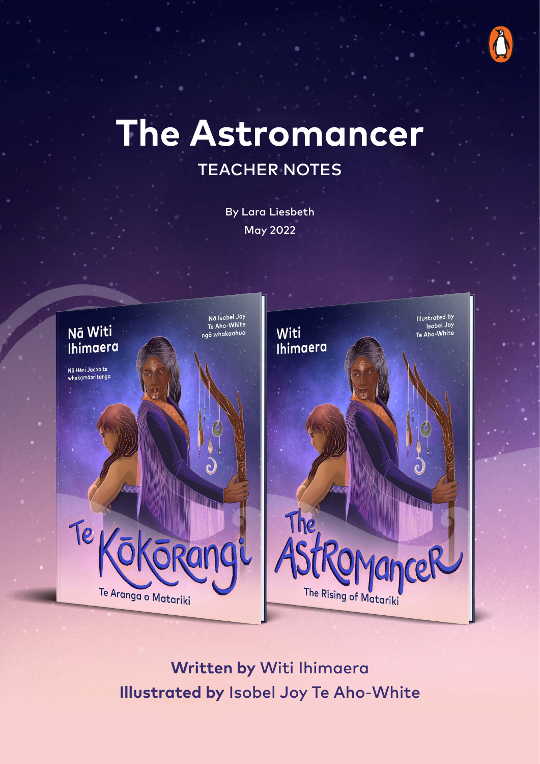# The Astromancer

## TEACHER NOTES

By Lara Liesbeth

May 2022

**Written by** Witi Ihimaera

**Illustrated by** Isobel Joy Te Aho-White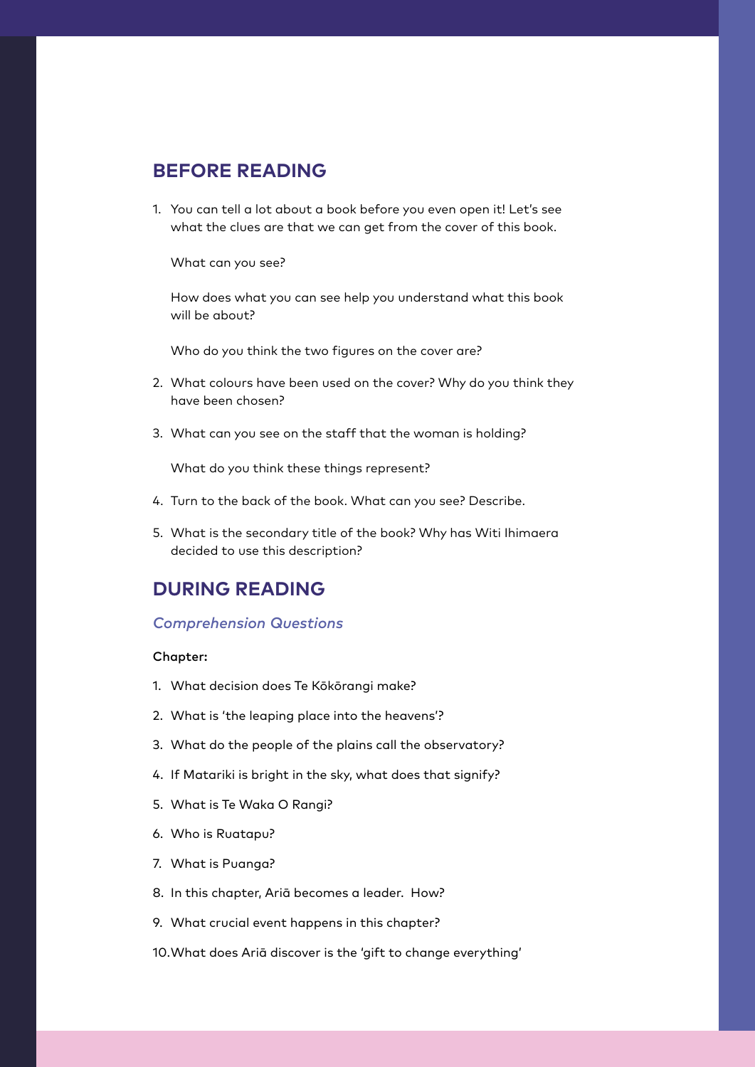## BEFORE READING

1. You can tell a lot about a book before you even open it! Let's see what the clues are that we can get from the cover of this book.

   What can you see?

   How does what you can see help you understand what this book will be about?

   Who do you think the two figures on the cover are?

2. What colours have been used on the cover? Why do you think they have been chosen?

3. What can you see on the staff that the woman is holding?

   What do you think these things represent?

4. Turn to the back of the book. What can you see? Describe.

5. What is the secondary title of the book? Why has Witi Ihimaera decided to use this description?

## DURING READING

### *Comprehension Questions*

**Chapter:**

1. What decision does Te Kōkōrangi make?
2. What is 'the leaping place into the heavens'?
3. What do the people of the plains call the observatory?
4. If Matariki is bright in the sky, what does that signify?
5. What is Te Waka O Rangi?
6. Who is Ruatapu?
7. What is Puanga?
8. In this chapter, Ariā becomes a leader. How?
9. What crucial event happens in this chapter?
10. What does Ariā discover is the 'gift to change everything'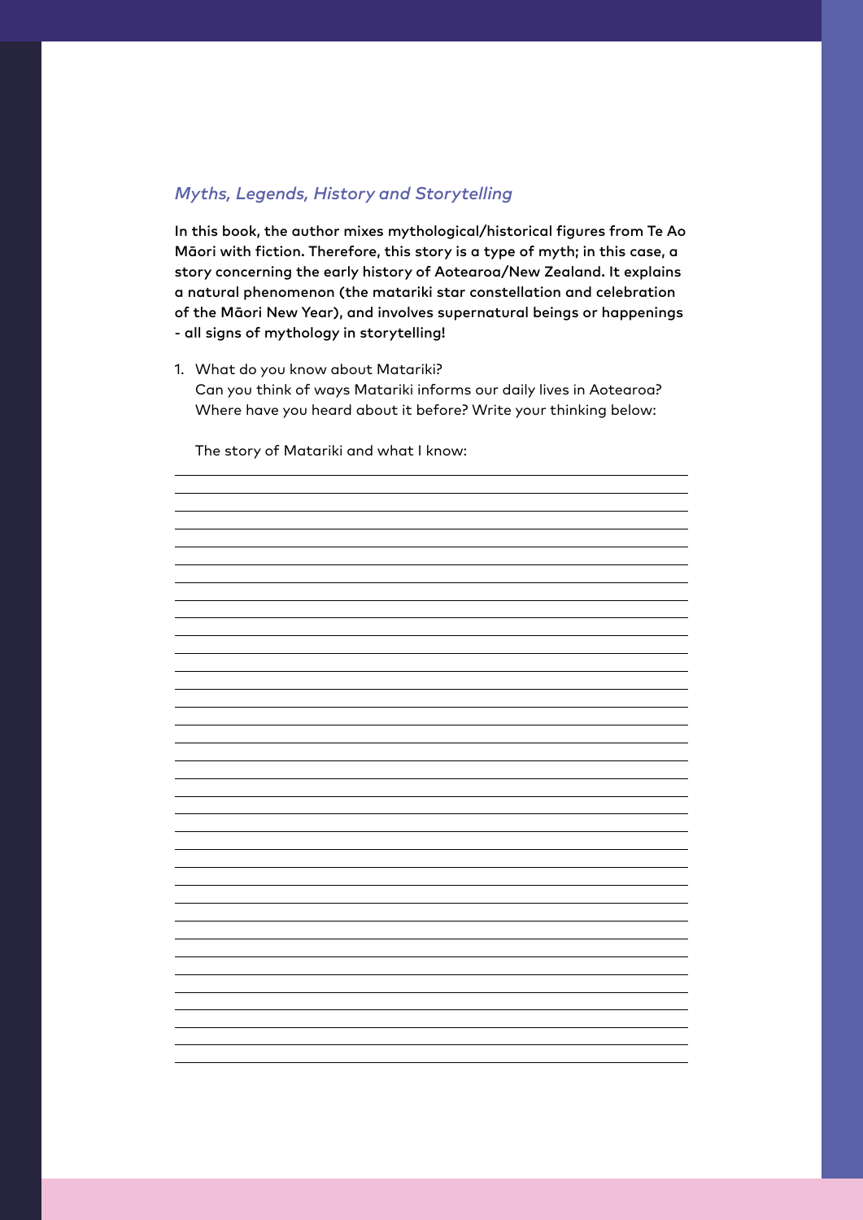## *Myths, Legends, History and Storytelling*

**In this book, the author mixes mythological/historical figures from Te Ao Māori with fiction. Therefore, this story is a type of myth; in this case, a story concerning the early history of Aotearoa/New Zealand. It explains a natural phenomenon (the matariki star constellation and celebration of the Māori New Year), and involves supernatural beings or happenings - all signs of mythology in storytelling!**

1. What do you know about Matariki?
   Can you think of ways Matariki informs our daily lives in Aotearoa? Where have you heard about it before? Write your thinking below:

   The story of Matariki and what I know: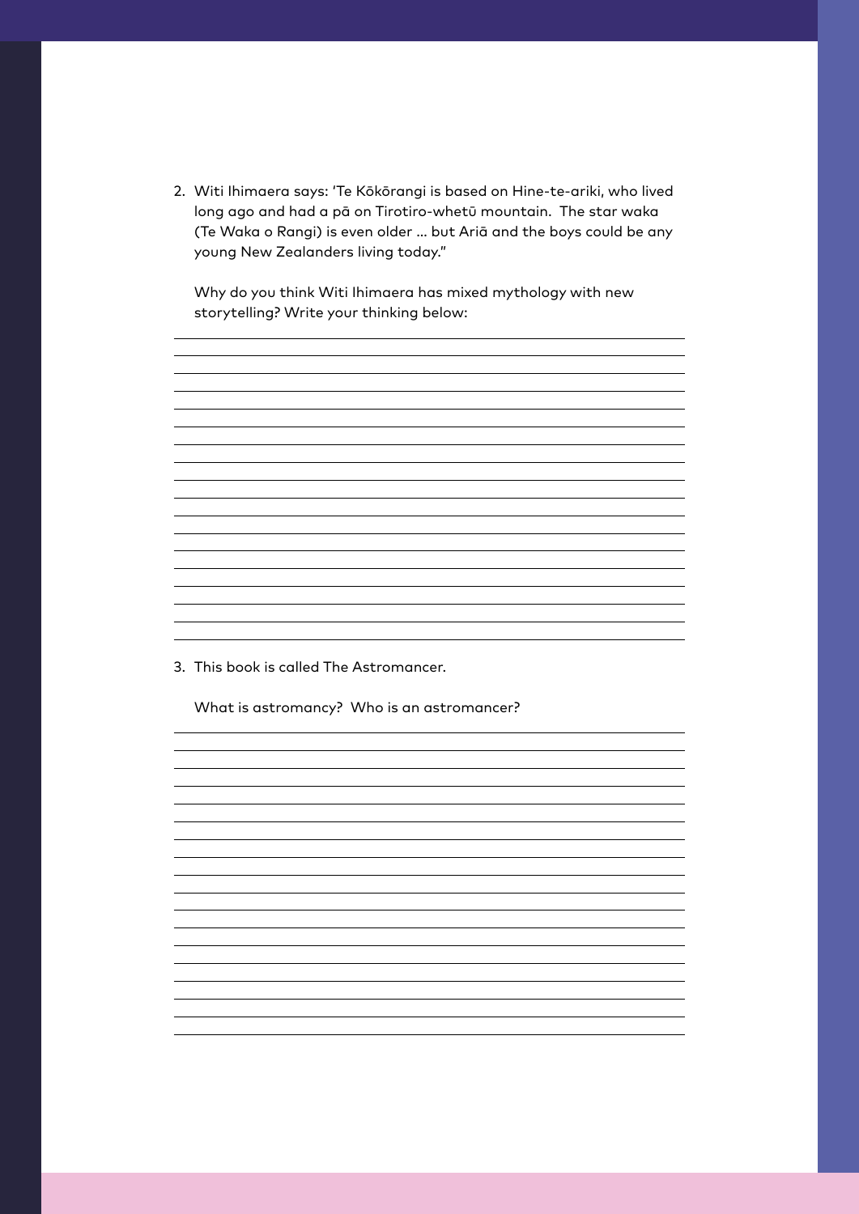2. Witi Ihimaera says: 'Te Kōkōrangi is based on Hine-te-ariki, who lived long ago and had a pā on Tirotiro-whetū mountain. The star waka (Te Waka o Rangi) is even older … but Ariā and the boys could be any young New Zealanders living today."

   Why do you think Witi Ihimaera has mixed mythology with new storytelling? Write your thinking below:

3. This book is called The Astromancer.

   What is astromancy? Who is an astromancer?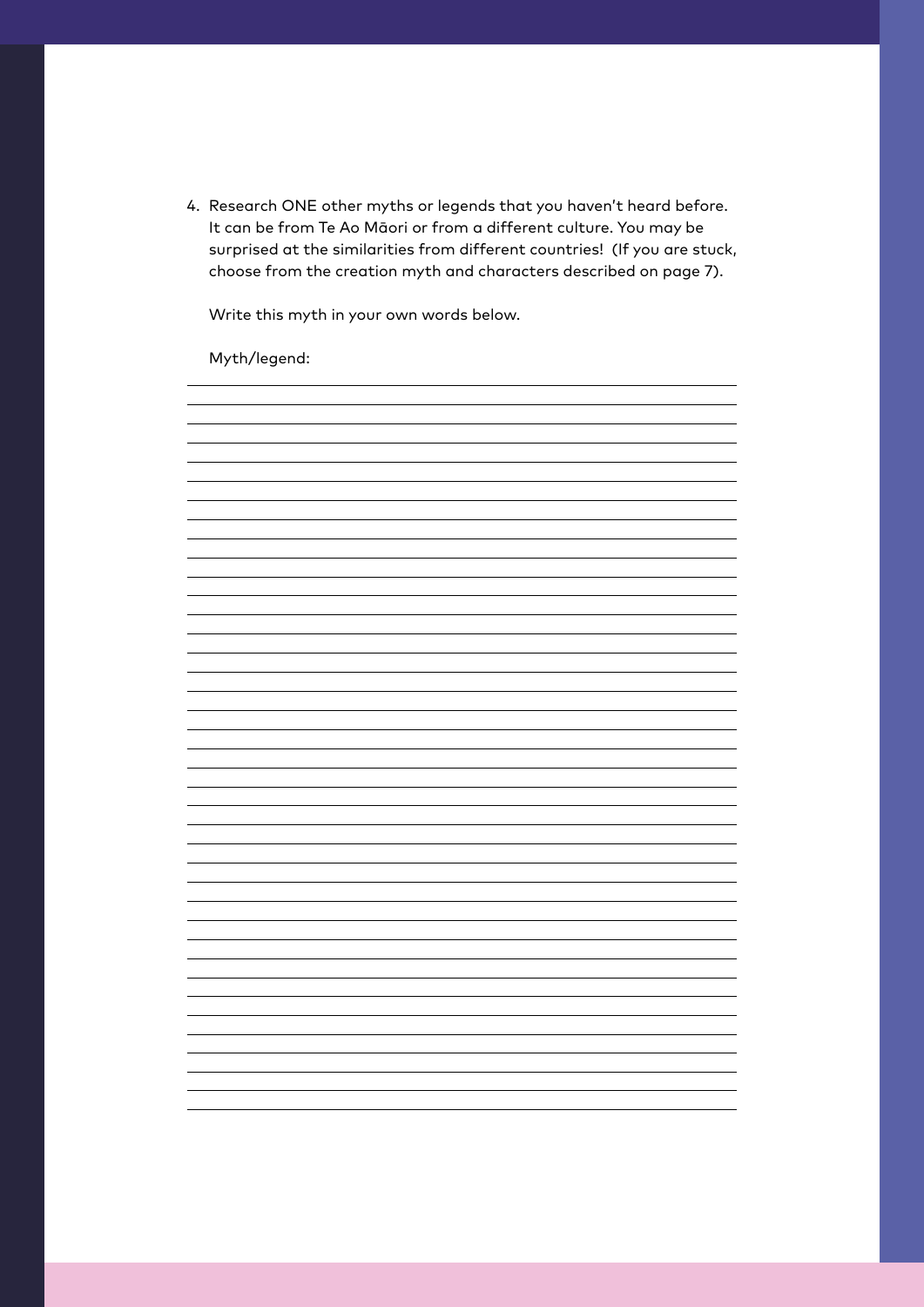4. Research ONE other myths or legends that you haven't heard before. It can be from Te Ao Māori or from a different culture. You may be surprised at the similarities from different countries! (If you are stuck, choose from the creation myth and characters described on page 7).

   Write this myth in your own words below.

   Myth/legend: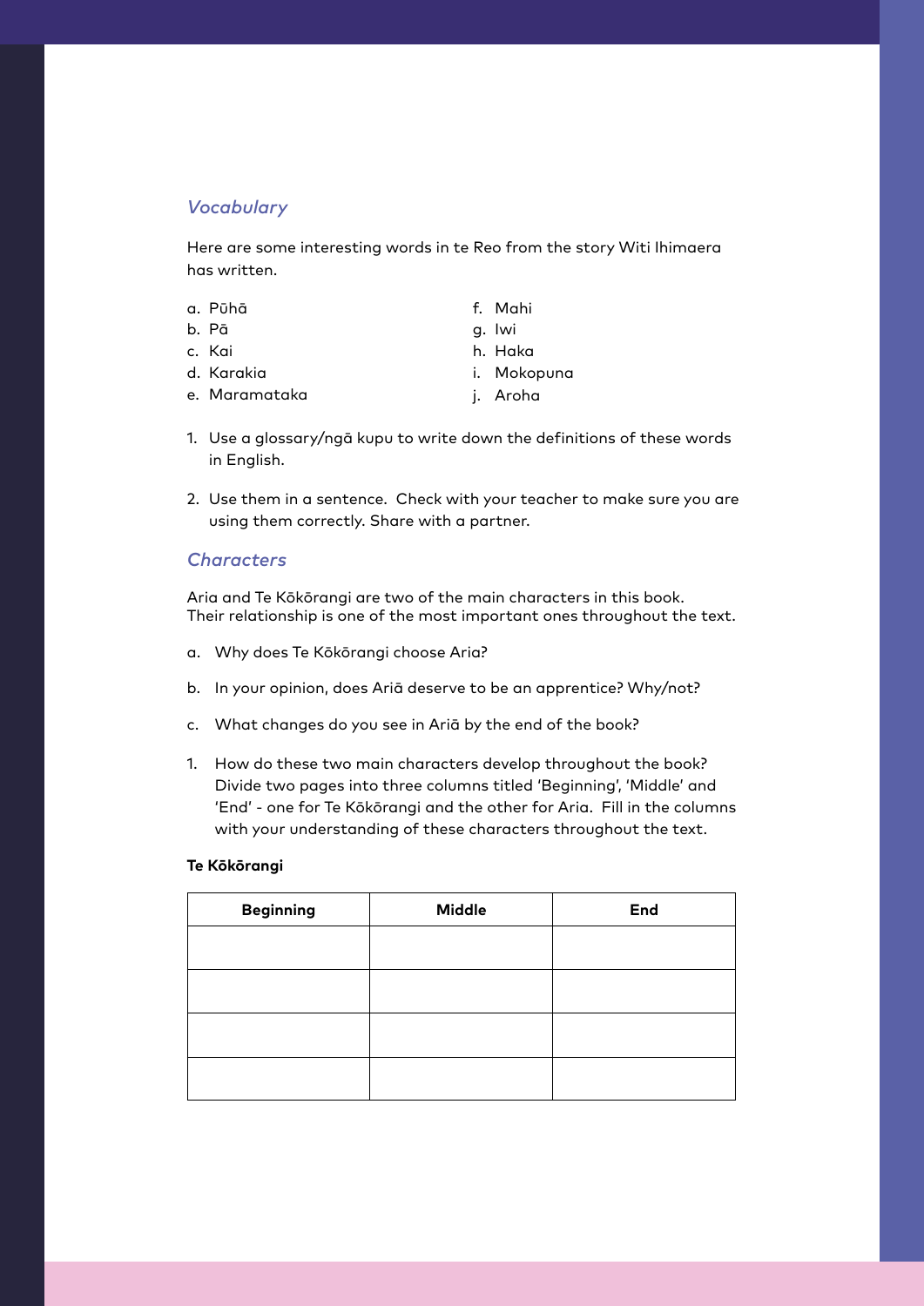### *Vocabulary*

Here are some interesting words in te Reo from the story Witi Ihimaera has written.

a. Pūhā
b. Pā
c. Kai
d. Karakia
e. Maramataka
f. Mahi
g. Iwi
h. Haka
i. Mokopuna
j. Aroha

1. Use a glossary/ngā kupu to write down the definitions of these words in English.

2. Use them in a sentence. Check with your teacher to make sure you are using them correctly. Share with a partner.

### *Characters*

Aria and Te Kōkōrangi are two of the main characters in this book. Their relationship is one of the most important ones throughout the text.

a. Why does Te Kōkōrangi choose Aria?

b. In your opinion, does Ariā deserve to be an apprentice? Why/not?

c. What changes do you see in Ariā by the end of the book?

1. How do these two main characters develop throughout the book? Divide two pages into three columns titled 'Beginning', 'Middle' and 'End' - one for Te Kōkōrangi and the other for Aria. Fill in the columns with your understanding of these characters throughout the text.

**Te Kōkōrangi**

| Beginning | Middle | End |
| --- | --- | --- |
| | | |
| | | |
| | | |
| | | |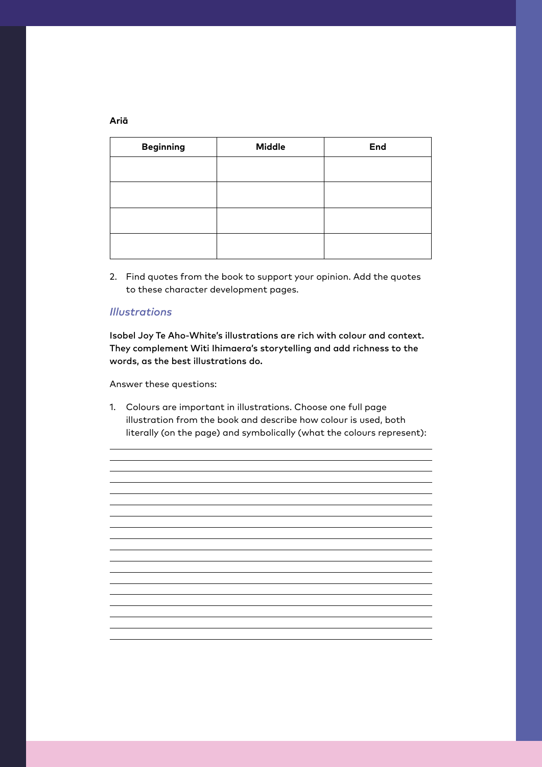**Ariā**

| Beginning | Middle | End |
|---|---|---|
| | | |
| | | |
| | | |
| | | |

2. Find quotes from the book to support your opinion. Add the quotes to these character development pages.

### *Illustrations*

**Isobel Joy Te Aho-White's illustrations are rich with colour and context. They complement Witi Ihimaera's storytelling and add richness to the words, as the best illustrations do.**

Answer these questions:

1. Colours are important in illustrations. Choose one full page illustration from the book and describe how colour is used, both literally (on the page) and symbolically (what the colours represent):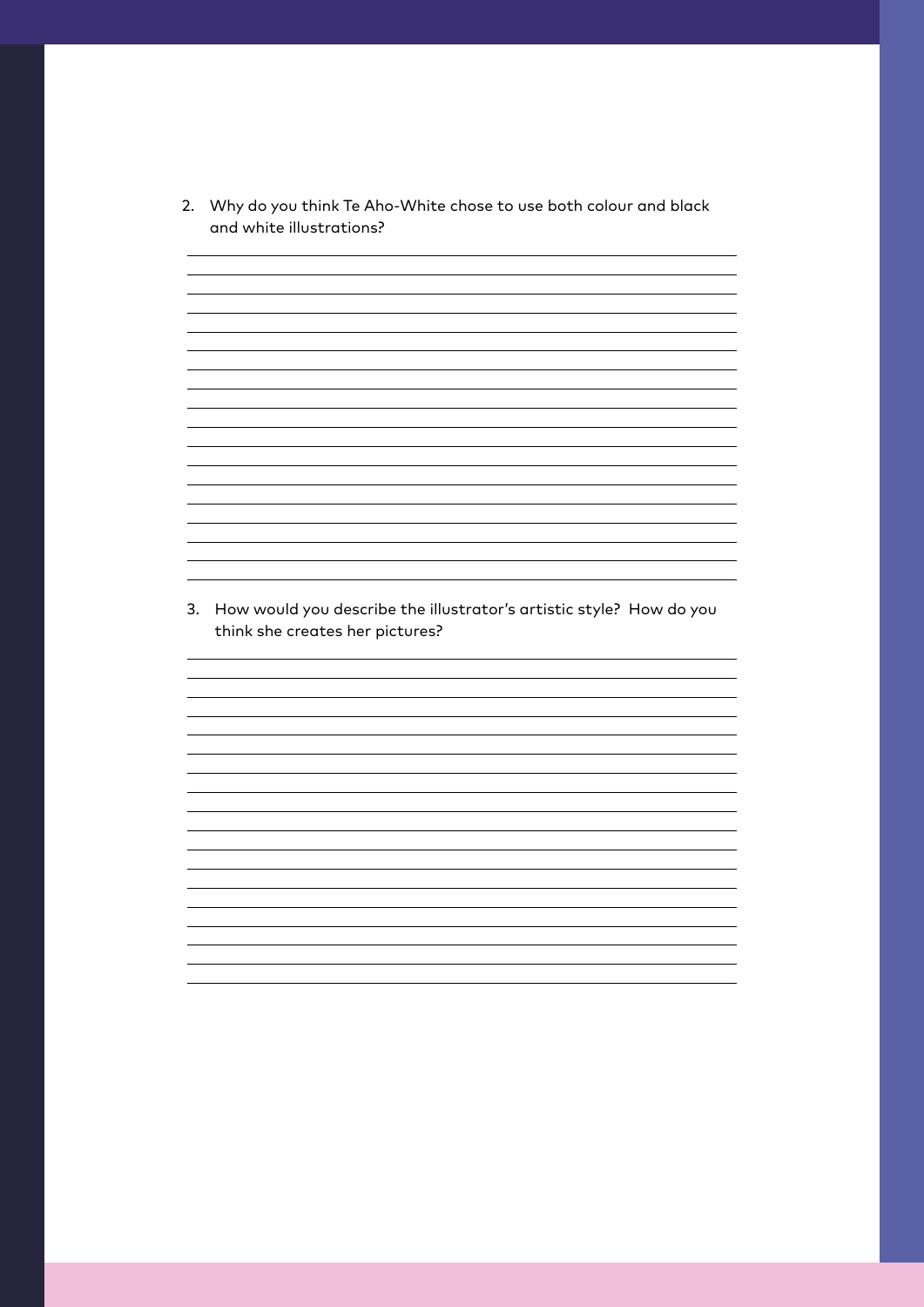2. Why do you think Te Aho-White chose to use both colour and black and white illustrations?

3. How would you describe the illustrator's artistic style? How do you think she creates her pictures?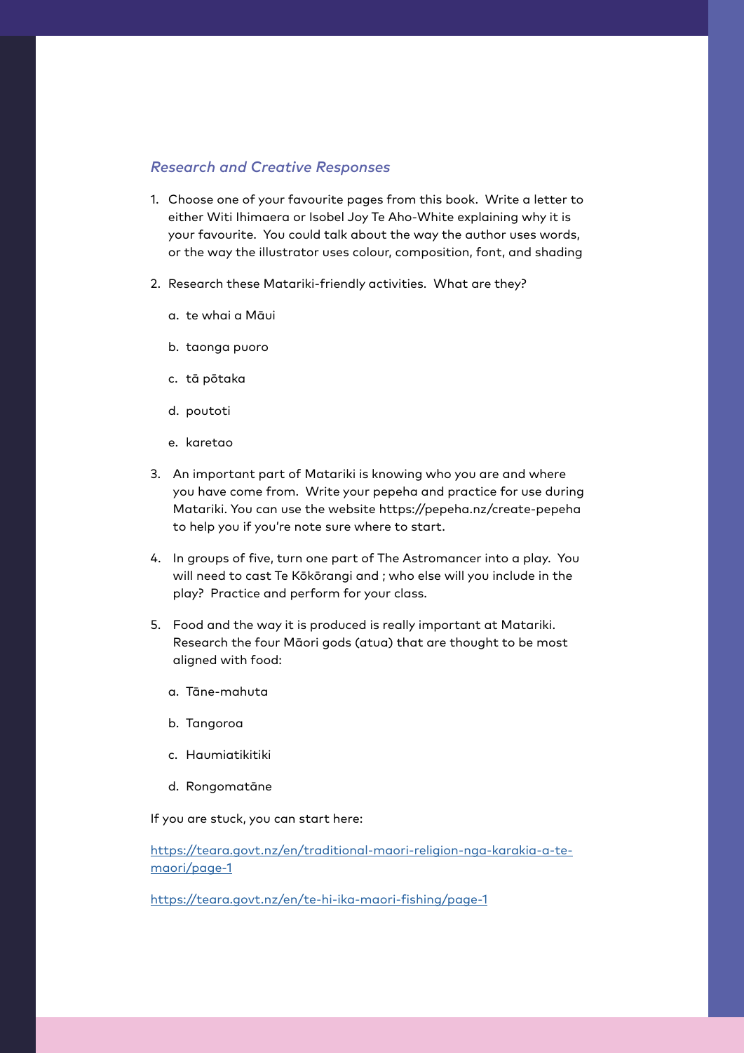*Research and Creative Responses*

1. Choose one of your favourite pages from this book. Write a letter to either Witi Ihimaera or Isobel Joy Te Aho-White explaining why it is your favourite. You could talk about the way the author uses words, or the way the illustrator uses colour, composition, font, and shading

2. Research these Matariki-friendly activities. What are they?

   a. te whai a Māui

   b. taonga puoro

   c. tā pōtaka

   d. poutoti

   e. karetao

3. An important part of Matariki is knowing who you are and where you have come from. Write your pepeha and practice for use during Matariki. You can use the website https://pepeha.nz/create-pepeha to help you if you're note sure where to start.

4. In groups of five, turn one part of The Astromancer into a play. You will need to cast Te Kōkōrangi and ; who else will you include in the play? Practice and perform for your class.

5. Food and the way it is produced is really important at Matariki. Research the four Māori gods (atua) that are thought to be most aligned with food:

   a. Tāne-mahuta

   b. Tangoroa

   c. Haumiatikitiki

   d. Rongomatāne

If you are stuck, you can start here:

https://teara.govt.nz/en/traditional-maori-religion-nga-karakia-a-te-maori/page-1

https://teara.govt.nz/en/te-hi-ika-maori-fishing/page-1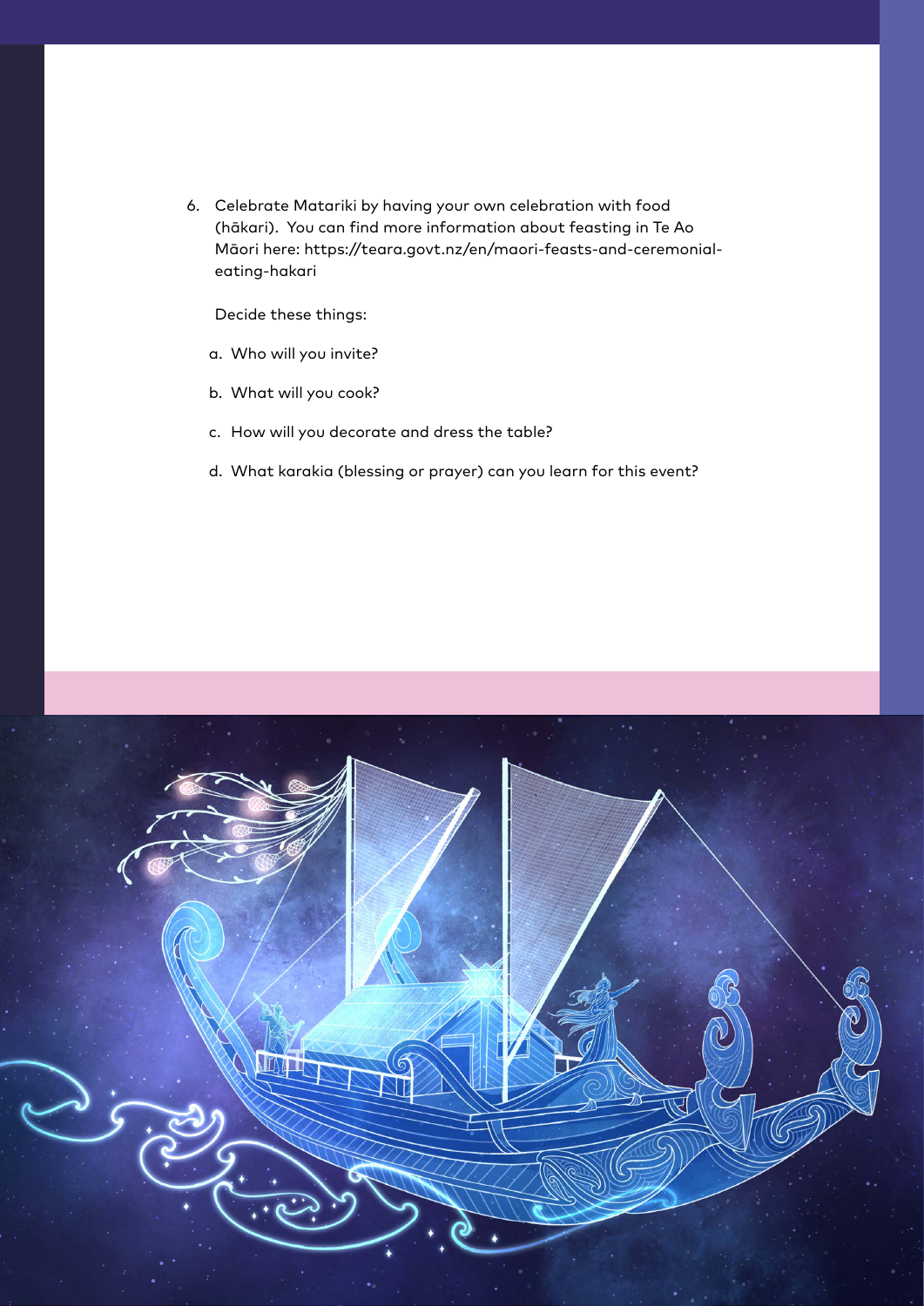6. Celebrate Matariki by having your own celebration with food (hākari). You can find more information about feasting in Te Ao Māori here: https://teara.govt.nz/en/maori-feasts-and-ceremonial-eating-hakari

   Decide these things:

   a. Who will you invite?

   b. What will you cook?

   c. How will you decorate and dress the table?

   d. What karakia (blessing or prayer) can you learn for this event?